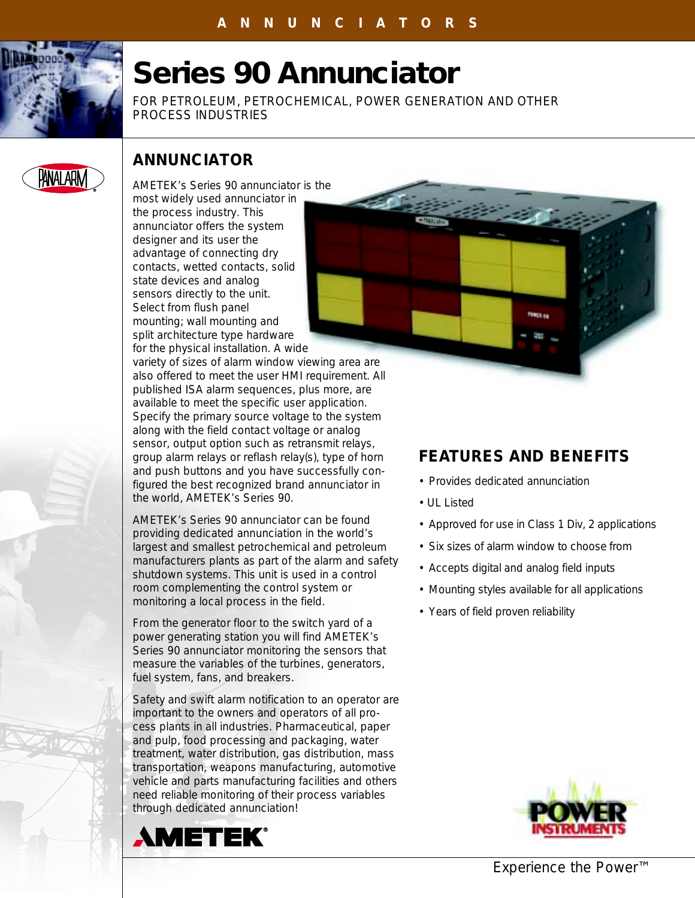# Series 90 Annunciator

FOR PETROLEUM, PETROCHEMICAL, POWER GENERATION AND OTHER PROCESS INDUSTRIES

## ANNUNCIATOR

AMETEK's Series 90 annunciator is the most widely used annunciator in the process industry. This annunciator offers the system designer and its user the advantage of connecting dry contacts, wetted contacts, solid state devices and analog sensors directly to the unit. Select from flush panel mounting; wall mounting and split architecture type hardware for the physical installation. A wide variety of sizes of alarm window viewing area are also offered to meet the user HMI requirement. All published ISA alarm sequences, plus more, are available to meet the specific user application. Specify the primary source voltage to the system along with the field contact voltage or analog sensor, output option such as retransmit relays, group alarm relays or reflash relay(s), type of horn and push buttons and you have successfully configured the best recognized brand annunciator in the world, AMETEK's Series 90.

AMETEK's Series 90 annunciator can be found providing dedicated annunciation in the world's largest and smallest petrochemical and petroleum manufacturers plants as part of the alarm and safety shutdown systems. This unit is used in a control room complementing the control system or monitoring a local process in the field.

From the generator floor to the switch yard of a power generating station you will find AMETEK's Series 90 annunciator monitoring the sensors that measure the variables of the turbines, generators, fuel system, fans, and breakers.

Safety and swift alarm notification to an operator are important to the owners and operators of all process plants in all industries. Pharmaceutical, paper and pulp, food processing and packaging, water treatment, water distribution, gas distribution, mass transportation, weapons manufacturing, automotive vehicle and parts manufacturing facilities and others need reliable monitoring of their process variables through dedicated annunciation!

## FEATURES AND BENEFITS

- Provides dedicated annunciation
- UL Listed
- Approved for use in Class 1 Div, 2 applications
- Six sizes of alarm window to choose from
- Accepts digital and analog field inputs
- Mounting styles available for all applications
- Years of field proven reliability

Experience the Power™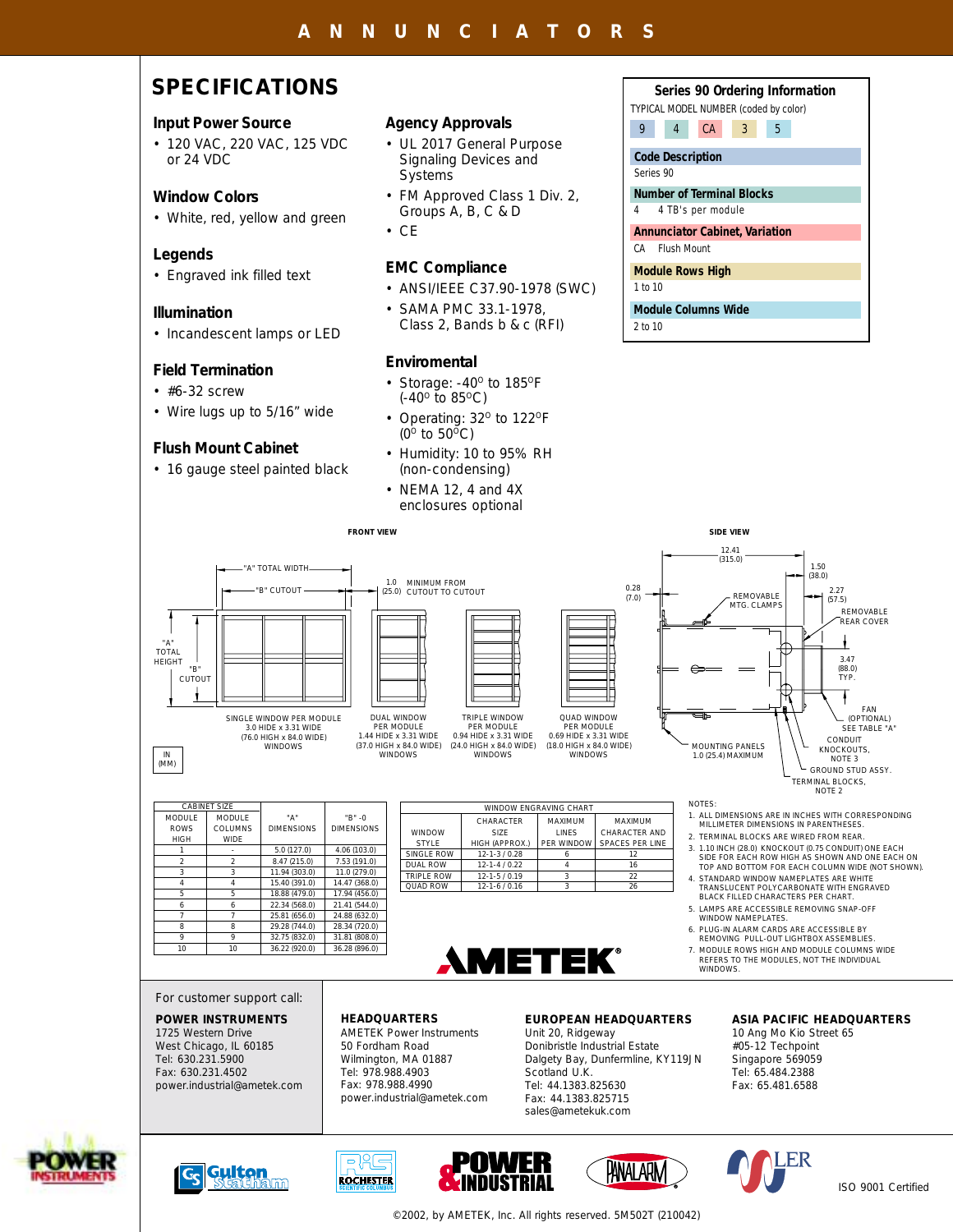# SPECIFICATIONS

### Input Power Source
- 120 VAC, 220 VAC, 125 VDC or 24 VDC

### Window Colors
- White, red, yellow and green

### Legends
- Engraved ink filled text

### Illumination
- Incandescent lamps or LED

### Field Termination
- #6-32 screw
- Wire lugs up to 5/16" wide

### Flush Mount Cabinet
- 16 gauge steel painted black

### Agency Approvals
- UL 2017 General Purpose Signaling Devices and Systems
- FM Approved Class 1 Div. 2, Groups A, B, C & D
- CE

### EMC Compliance
- ANSI/IEEE C37.90-1978 (SWC)
- SAMA PMC 33.1-1978, Class 2, Bands b & c (RFI)

### Enviromental
- Storage: -40° to 185°F (-40° to 85°C)
- Operating: 32° to 122°F (0° to 50°C)
- Humidity: 10 to 95% RH (non-condensing)
- NEMA 12, 4 and 4X enclosures optional

### Series 90 Ordering Information

TYPICAL MODEL NUMBER (coded by color)

9 | 4 | CA | 3 | 5

**Code Description**
Series 90

**Number of Terminal Blocks**
4 — 4 TB's per module

**Annunciator Cabinet, Variation**
CA — Flush Mount

**Module Rows High**
1 to 10

**Module Columns Wide**
2 to 10

FRONT VIEW

"A" TOTAL WIDTH
"B" CUTOUT
"A" TOTAL HEIGHT
"B" CUTOUT
1.0 (25.0) MINIMUM FROM CUTOUT TO CUTOUT

SINGLE WINDOW PER MODULE 3.0 HIDE x 3.31 WIDE (76.0 HIGH x 84.0 WIDE) WINDOWS

DUAL WINDOW PER MODULE 1.44 HIDE x 3.31 WIDE (37.0 HIGH x 84.0 WIDE) WINDOWS

TRIPLE WINDOW PER MODULE 0.94 HIDE x 3.31 WIDE (24.0 HIGH x 84.0 WIDE) WINDOWS

QUAD WINDOW PER MODULE 0.69 HIDE x 3.31 WIDE (18.0 HIGH x 84.0 WIDE) WINDOWS

IN (MM)

SIDE VIEW

12.41 (315.0)
0.28 (7.0)
1.50 (38.0)
2.27 (57.5)
REMOVABLE MTG. CLAMPS
REMOVABLE REAR COVER
3.47 (88.0) TYP.
FAN (OPTIONAL) SEE TABLE "A"
CONDUIT KNOCKOUTS, NOTE 3
MOUNTING PANELS 1.0 (25.4) MAXIMUM
GROUND STUD ASSY.
TERMINAL BLOCKS, NOTE 2

| CABINET SIZE | | "A" | "B" -0 |
|---|---|---|---|
| MODULE ROWS HIGH | MODULE COLUMNS WIDE | DIMENSIONS | DIMENSIONS |
| 1 | - | 5.0 (127.0) | 4.06 (103.0) |
| 2 | 2 | 8.47 (215.0) | 7.53 (191.0) |
| 3 | 3 | 11.94 (303.0) | 11.0 (279.0) |
| 4 | 4 | 15.40 (391.0) | 14.47 (368.0) |
| 5 | 5 | 18.88 (479.0) | 17.94 (456.0) |
| 6 | 6 | 22.34 (568.0) | 21.41 (544.0) |
| 7 | 7 | 25.81 (656.0) | 24.88 (632.0) |
| 8 | 8 | 29.28 (744.0) | 28.34 (720.0) |
| 9 | 9 | 32.75 (832.0) | 31.81 (808.0) |
| 10 | 10 | 36.22 (920.0) | 36.28 (896.0) |

| WINDOW ENGRAVING CHART | | | |
|---|---|---|---|
| WINDOW STYLE | CHARACTER SIZE HIGH (APPROX.) | MAXIMUM LINES PER WINDOW | MAXIMUM CHARACTER AND SPACES PER LINE |
| SINGLE ROW | 12-1-3 / 0.28 | 6 | 12 |
| DUAL ROW | 12-1-4 / 0.22 | 4 | 16 |
| TRIPLE ROW | 12-1-5 / 0.19 | 3 | 22 |
| QUAD ROW | 12-1-6 / 0.16 | 3 | 26 |

NOTES:
1. ALL DIMENSIONS ARE IN INCHES WITH CORRESPONDING MILLIMETER DIMENSIONS IN PARENTHESES.
2. TERMINAL BLOCKS ARE WIRED FROM REAR.
3. 1.10 INCH (28.0) KNOCKOUT (0.75 CONDUIT) ONE EACH SIDE FOR EACH ROW HIGH AS SHOWN AND ONE EACH ON TOP AND BOTTOM FOR EACH COLUMN WIDE (NOT SHOWN).
4. STANDARD WINDOW NAMEPLATES ARE WHITE TRANSLUCENT POLYCARBONATE WITH ENGRAVED BLACK FILLED CHARACTERS PER CHART.
5. LAMPS ARE ACCESSIBLE REMOVING SNAP-OFF WINDOW NAMEPLATES.
6. PLUG-IN ALARM CARDS ARE ACCESSIBLE BY REMOVING PULL-OUT LIGHTBOX ASSEMBLIES.
7. MODULE ROWS HIGH AND MODULE COLUMNS WIDE REFERS TO THE MODULES, NOT THE INDIVIDUAL WINDOWS.

AMETEK®

For customer support call:

**POWER INSTRUMENTS**
1725 Western Drive
West Chicago, IL 60185
Tel: 630.231.5900
Fax: 630.231.4502
power.industrial@ametek.com

**HEADQUARTERS**
AMETEK Power Instruments
50 Fordham Road
Wilmington, MA 01887
Tel: 978.988.4903
Fax: 978.988.4990
power.industrial@ametek.com

**EUROPEAN HEADQUARTERS**
Unit 20, Ridgeway
Donibristle Industrial Estate
Dalgety Bay, Dunfermline, KY119JN
Scotland U.K.
Tel: 44.1383.825630
Fax: 44.1383.825715
sales@ametekuk.com

**ASIA PACIFIC HEADQUARTERS**
10 Ang Mo Kio Street 65
#05-12 Techpoint
Singapore 569059
Tel: 65.484.2388
Fax: 65.481.6588

POWER INSTRUMENTS | Gulton Statham | ROCHESTER | POWER & INDUSTRIAL | PANALARM | LER

ISO 9001 Certified

©2002, by AMETEK, Inc. All rights reserved. 5M502T (210042)